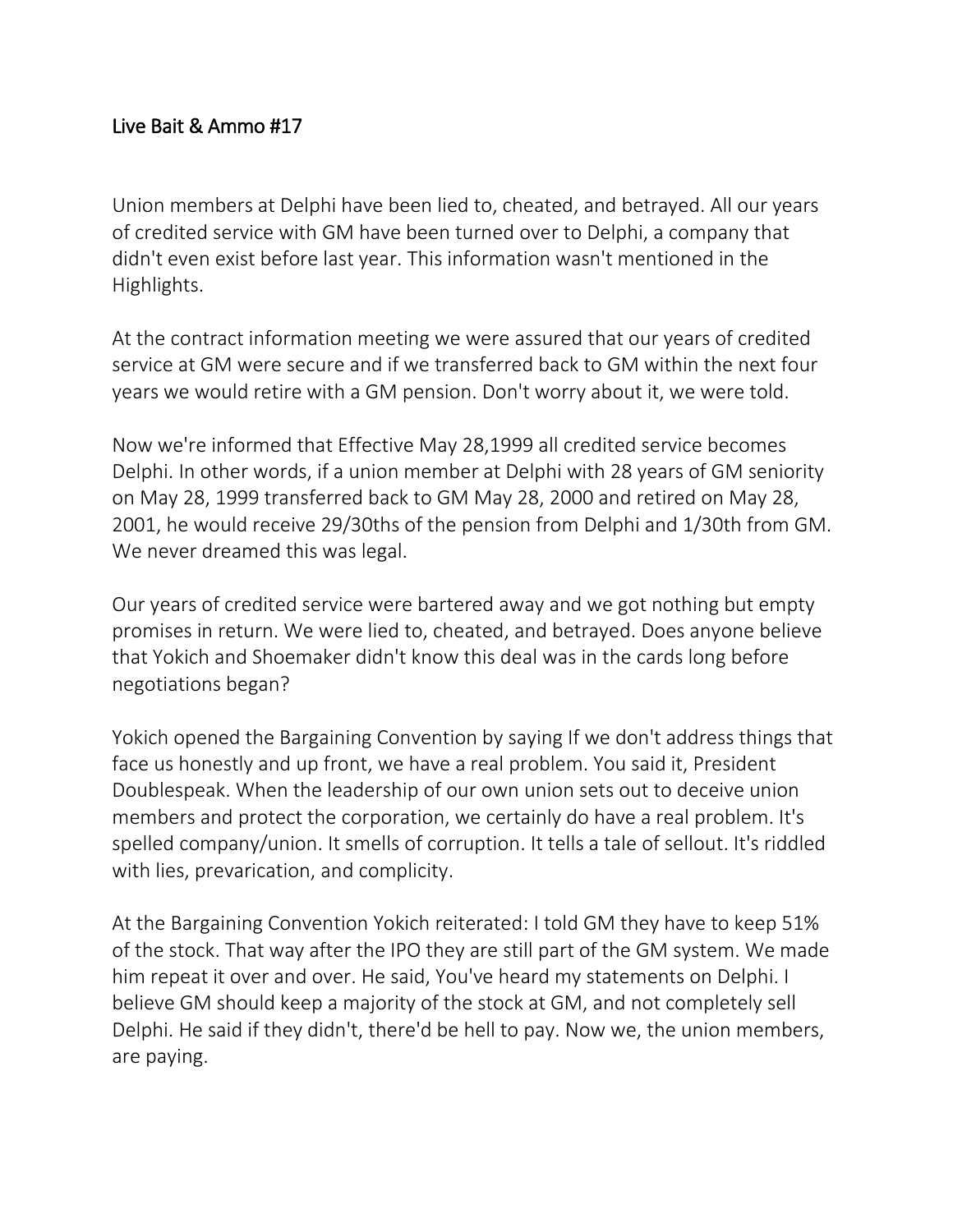## Live Bait & Ammo #17

Union members at Delphi have been lied to, cheated, and betrayed. All our years of credited service with GM have been turned over to Delphi, a company that didn't even exist before last year. This information wasn't mentioned in the Highlights.

At the contract information meeting we were assured that our years of credited service at GM were secure and if we transferred back to GM within the next four years we would retire with a GM pension. Don't worry about it, we were told.

Now we're informed that Effective May 28,1999 all credited service becomes Delphi. In other words, if a union member at Delphi with 28 years of GM seniority on May 28, 1999 transferred back to GM May 28, 2000 and retired on May 28, 2001, he would receive 29/30ths of the pension from Delphi and 1/30th from GM. We never dreamed this was legal.

Our years of credited service were bartered away and we got nothing but empty promises in return. We were lied to, cheated, and betrayed. Does anyone believe that Yokich and Shoemaker didn't know this deal was in the cards long before negotiations began?

Yokich opened the Bargaining Convention by saying If we don't address things that face us honestly and up front, we have a real problem. You said it, President Doublespeak. When the leadership of our own union sets out to deceive union members and protect the corporation, we certainly do have a real problem. It's spelled company/union. It smells of corruption. It tells a tale of sellout. It's riddled with lies, prevarication, and complicity.

At the Bargaining Convention Yokich reiterated: I told GM they have to keep 51% of the stock. That way after the IPO they are still part of the GM system. We made him repeat it over and over. He said, You've heard my statements on Delphi. I believe GM should keep a majority of the stock at GM, and not completely sell Delphi. He said if they didn't, there'd be hell to pay. Now we, the union members, are paying.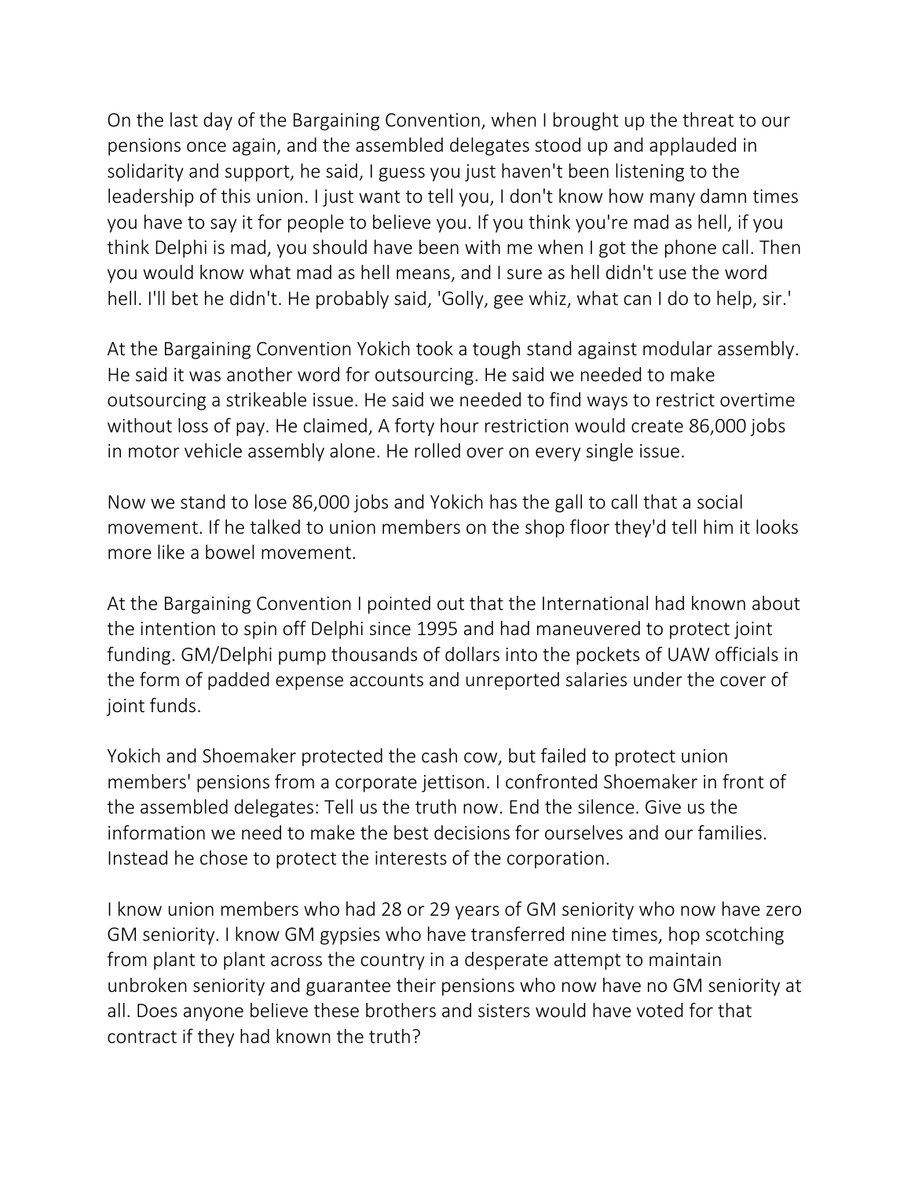On the last day of the Bargaining Convention, when I brought up the threat to our pensions once again, and the assembled delegates stood up and applauded in solidarity and support, he said, I guess you just haven't been listening to the leadership of this union. I just want to tell you, I don't know how many damn times you have to say it for people to believe you. If you think you're mad as hell, if you think Delphi is mad, you should have been with me when I got the phone call. Then you would know what mad as hell means, and I sure as hell didn't use the word hell. I'll bet he didn't. He probably said, 'Golly, gee whiz, what can I do to help, sir.'

At the Bargaining Convention Yokich took a tough stand against modular assembly. He said it was another word for outsourcing. He said we needed to make outsourcing a strikeable issue. He said we needed to find ways to restrict overtime without loss of pay. He claimed, A forty hour restriction would create 86,000 jobs in motor vehicle assembly alone. He rolled over on every single issue.

Now we stand to lose 86,000 jobs and Yokich has the gall to call that a social movement. If he talked to union members on the shop floor they'd tell him it looks more like a bowel movement.

At the Bargaining Convention I pointed out that the International had known about the intention to spin off Delphi since 1995 and had maneuvered to protect joint funding. GM/Delphi pump thousands of dollars into the pockets of UAW officials in the form of padded expense accounts and unreported salaries under the cover of joint funds.

Yokich and Shoemaker protected the cash cow, but failed to protect union members' pensions from a corporate jettison. I confronted Shoemaker in front of the assembled delegates: Tell us the truth now. End the silence. Give us the information we need to make the best decisions for ourselves and our families. Instead he chose to protect the interests of the corporation.

I know union members who had 28 or 29 years of GM seniority who now have zero GM seniority. I know GM gypsies who have transferred nine times, hop scotching from plant to plant across the country in a desperate attempt to maintain unbroken seniority and guarantee their pensions who now have no GM seniority at all. Does anyone believe these brothers and sisters would have voted for that contract if they had known the truth?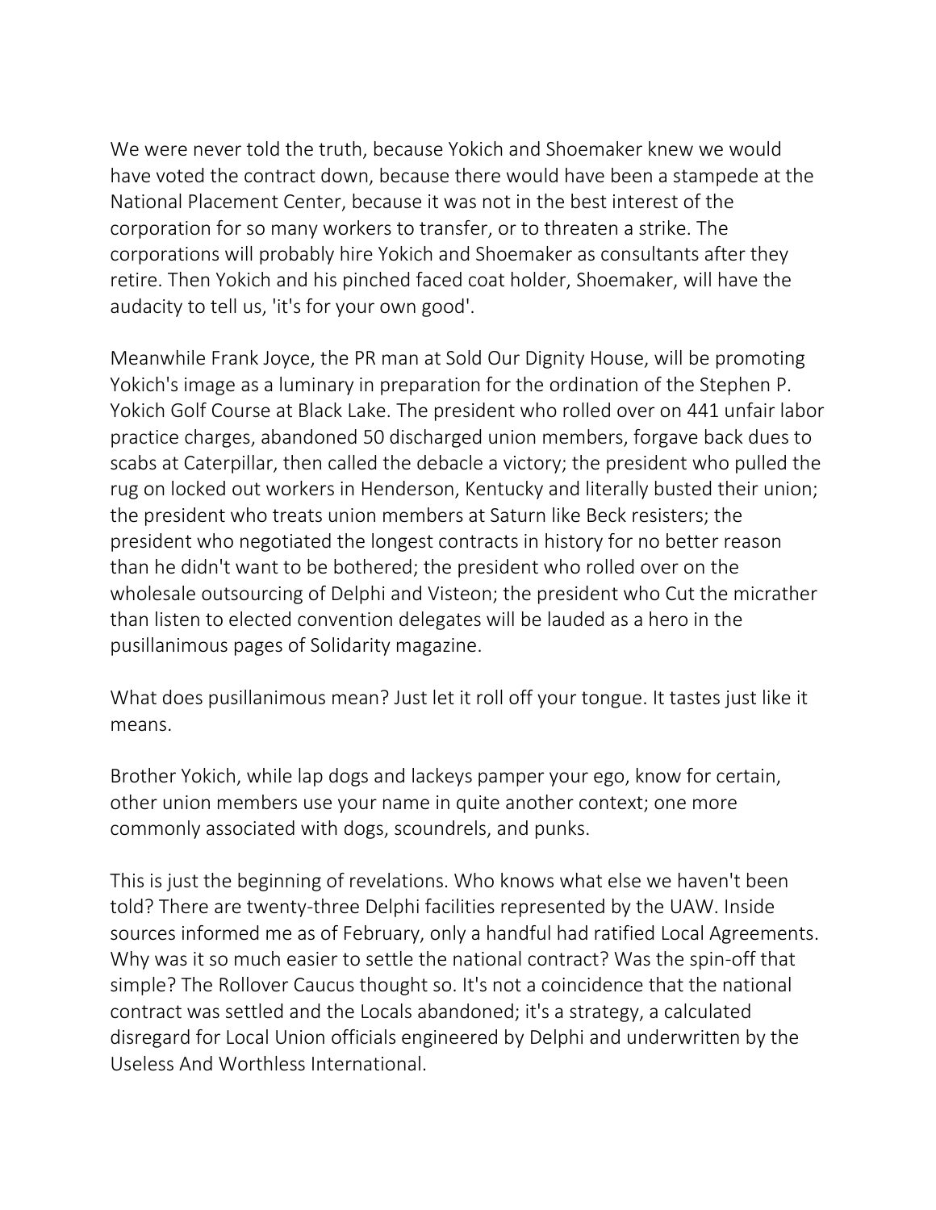We were never told the truth, because Yokich and Shoemaker knew we would have voted the contract down, because there would have been a stampede at the National Placement Center, because it was not in the best interest of the corporation for so many workers to transfer, or to threaten a strike. The corporations will probably hire Yokich and Shoemaker as consultants after they retire. Then Yokich and his pinched faced coat holder, Shoemaker, will have the audacity to tell us, 'it's for your own good'.

Meanwhile Frank Joyce, the PR man at Sold Our Dignity House, will be promoting Yokich's image as a luminary in preparation for the ordination of the Stephen P. Yokich Golf Course at Black Lake. The president who rolled over on 441 unfair labor practice charges, abandoned 50 discharged union members, forgave back dues to scabs at Caterpillar, then called the debacle a victory; the president who pulled the rug on locked out workers in Henderson, Kentucky and literally busted their union; the president who treats union members at Saturn like Beck resisters; the president who negotiated the longest contracts in history for no better reason than he didn't want to be bothered; the president who rolled over on the wholesale outsourcing of Delphi and Visteon; the president who Cut the micrather than listen to elected convention delegates will be lauded as a hero in the pusillanimous pages of Solidarity magazine.

What does pusillanimous mean? Just let it roll off your tongue. It tastes just like it means.

Brother Yokich, while lap dogs and lackeys pamper your ego, know for certain, other union members use your name in quite another context; one more commonly associated with dogs, scoundrels, and punks.

This is just the beginning of revelations. Who knows what else we haven't been told? There are twenty-three Delphi facilities represented by the UAW. Inside sources informed me as of February, only a handful had ratified Local Agreements. Why was it so much easier to settle the national contract? Was the spin-off that simple? The Rollover Caucus thought so. It's not a coincidence that the national contract was settled and the Locals abandoned; it's a strategy, a calculated disregard for Local Union officials engineered by Delphi and underwritten by the Useless And Worthless International.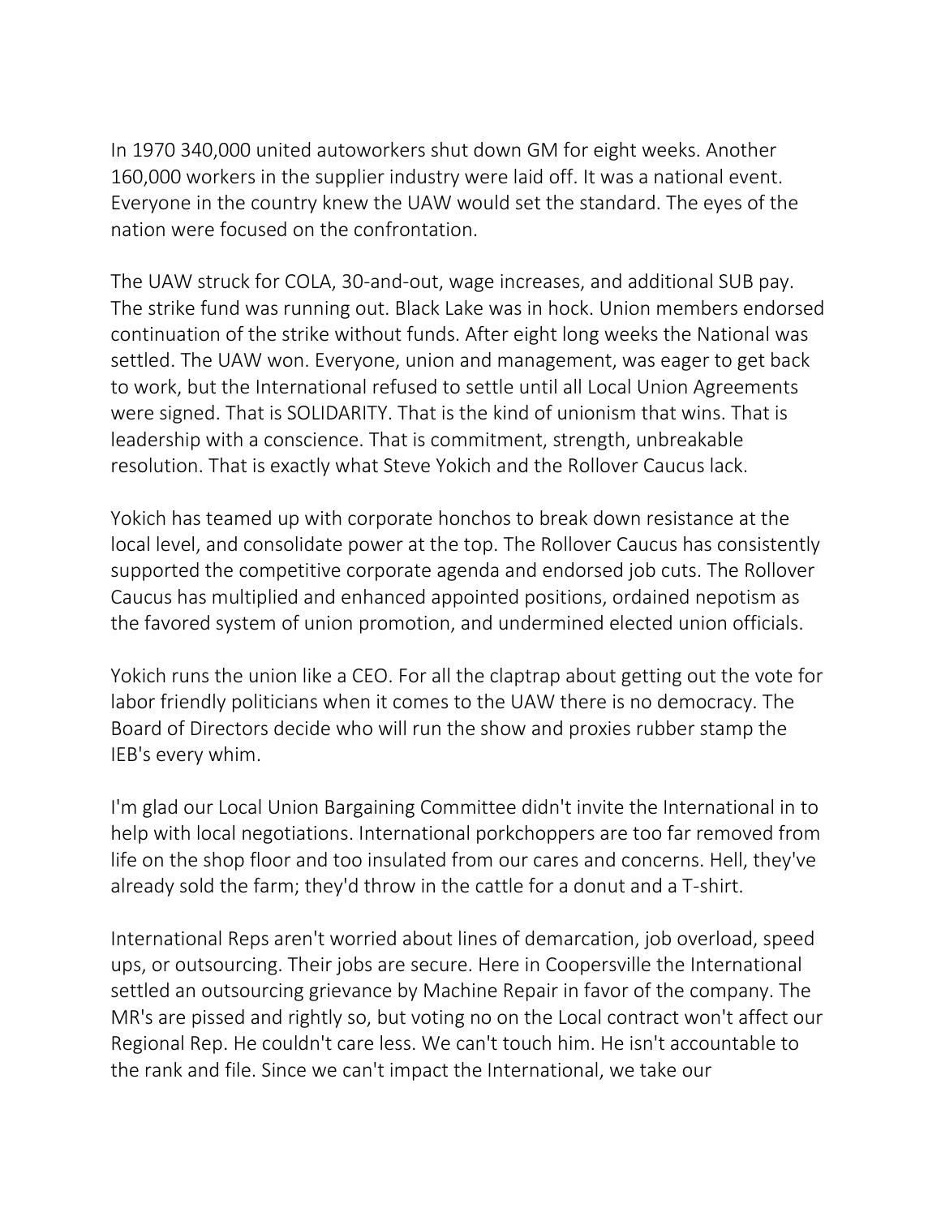In 1970 340,000 united autoworkers shut down GM for eight weeks. Another 160,000 workers in the supplier industry were laid off. It was a national event. Everyone in the country knew the UAW would set the standard. The eyes of the nation were focused on the confrontation.

The UAW struck for COLA, 30-and-out, wage increases, and additional SUB pay. The strike fund was running out. Black Lake was in hock. Union members endorsed continuation of the strike without funds. After eight long weeks the National was settled. The UAW won. Everyone, union and management, was eager to get back to work, but the International refused to settle until all Local Union Agreements were signed. That is SOLIDARITY. That is the kind of unionism that wins. That is leadership with a conscience. That is commitment, strength, unbreakable resolution. That is exactly what Steve Yokich and the Rollover Caucus lack.

Yokich has teamed up with corporate honchos to break down resistance at the local level, and consolidate power at the top. The Rollover Caucus has consistently supported the competitive corporate agenda and endorsed job cuts. The Rollover Caucus has multiplied and enhanced appointed positions, ordained nepotism as the favored system of union promotion, and undermined elected union officials.

Yokich runs the union like a CEO. For all the claptrap about getting out the vote for labor friendly politicians when it comes to the UAW there is no democracy. The Board of Directors decide who will run the show and proxies rubber stamp the IEB's every whim.

I'm glad our Local Union Bargaining Committee didn't invite the International in to help with local negotiations. International porkchoppers are too far removed from life on the shop floor and too insulated from our cares and concerns. Hell, they've already sold the farm; they'd throw in the cattle for a donut and a T-shirt.

International Reps aren't worried about lines of demarcation, job overload, speed ups, or outsourcing. Their jobs are secure. Here in Coopersville the International settled an outsourcing grievance by Machine Repair in favor of the company. The MR's are pissed and rightly so, but voting no on the Local contract won't affect our Regional Rep. He couldn't care less. We can't touch him. He isn't accountable to the rank and file. Since we can't impact the International, we take our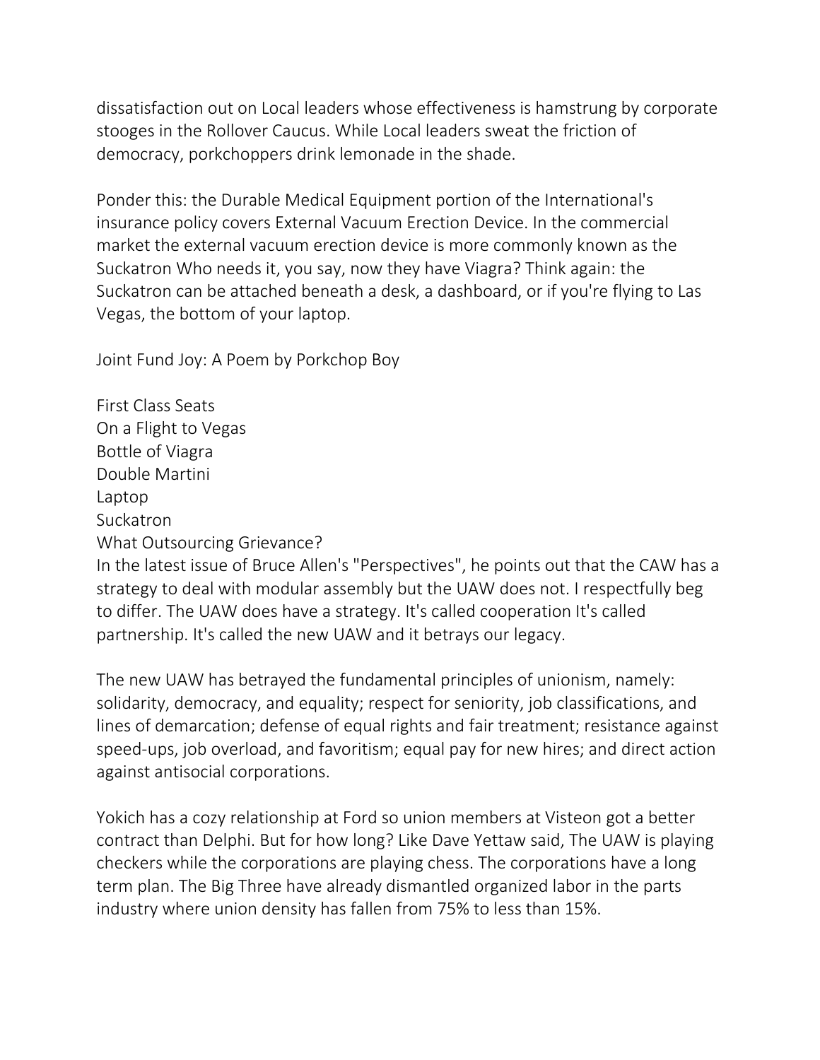dissatisfaction out on Local leaders whose effectiveness is hamstrung by corporate stooges in the Rollover Caucus. While Local leaders sweat the friction of democracy, porkchoppers drink lemonade in the shade.

Ponder this: the Durable Medical Equipment portion of the International's insurance policy covers External Vacuum Erection Device. In the commercial market the external vacuum erection device is more commonly known as the Suckatron Who needs it, you say, now they have Viagra? Think again: the Suckatron can be attached beneath a desk, a dashboard, or if you're flying to Las Vegas, the bottom of your laptop.

Joint Fund Joy: A Poem by Porkchop Boy

First Class Seats
On a Flight to Vegas
Bottle of Viagra
Double Martini
Laptop
Suckatron
What Outsourcing Grievance?

In the latest issue of Bruce Allen's "Perspectives", he points out that the CAW has a strategy to deal with modular assembly but the UAW does not. I respectfully beg to differ. The UAW does have a strategy. It's called cooperation It's called partnership. It's called the new UAW and it betrays our legacy.

The new UAW has betrayed the fundamental principles of unionism, namely: solidarity, democracy, and equality; respect for seniority, job classifications, and lines of demarcation; defense of equal rights and fair treatment; resistance against speed-ups, job overload, and favoritism; equal pay for new hires; and direct action against antisocial corporations.

Yokich has a cozy relationship at Ford so union members at Visteon got a better contract than Delphi. But for how long? Like Dave Yettaw said, The UAW is playing checkers while the corporations are playing chess. The corporations have a long term plan. The Big Three have already dismantled organized labor in the parts industry where union density has fallen from 75% to less than 15%.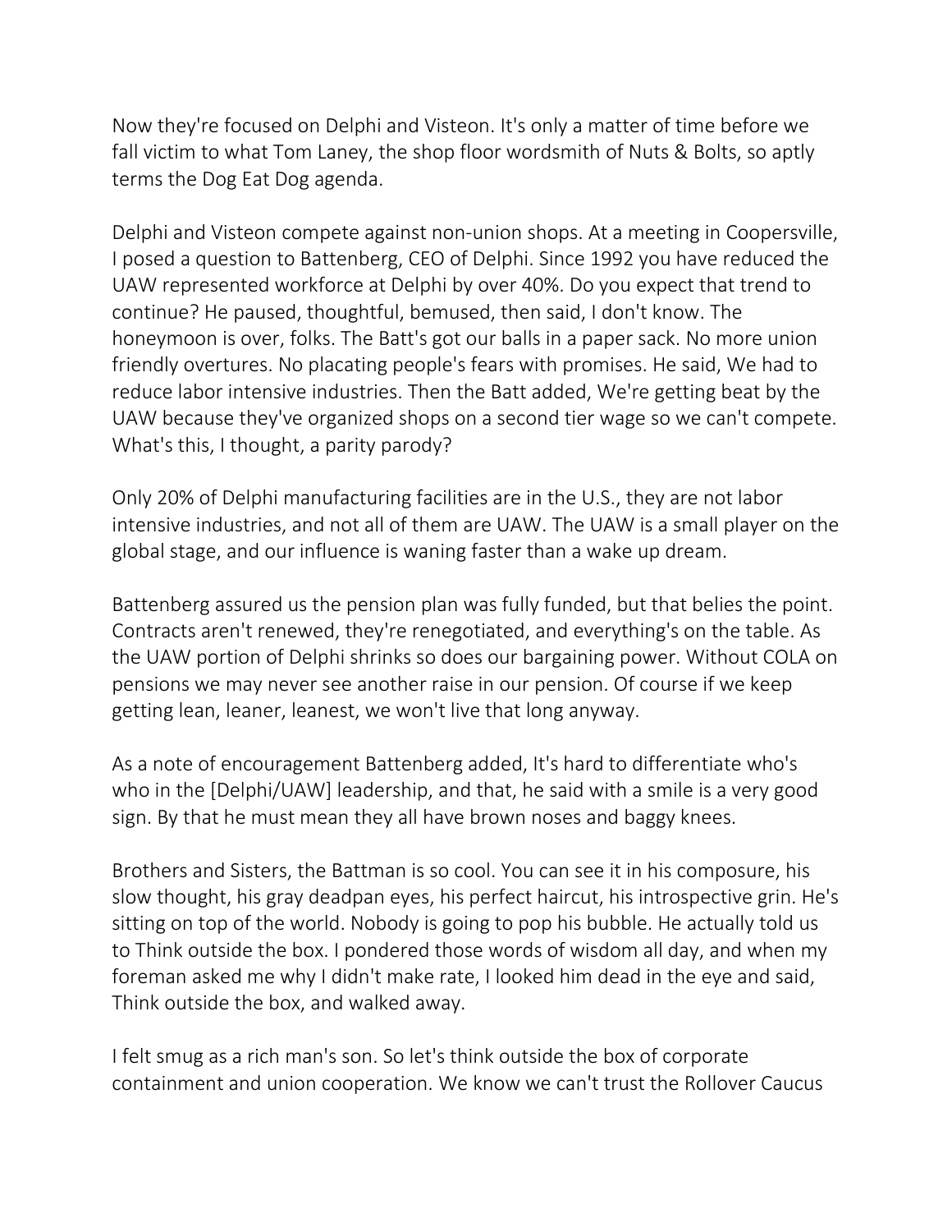Now they're focused on Delphi and Visteon. It's only a matter of time before we fall victim to what Tom Laney, the shop floor wordsmith of Nuts & Bolts, so aptly terms the Dog Eat Dog agenda.

Delphi and Visteon compete against non-union shops. At a meeting in Coopersville, I posed a question to Battenberg, CEO of Delphi. Since 1992 you have reduced the UAW represented workforce at Delphi by over 40%. Do you expect that trend to continue? He paused, thoughtful, bemused, then said, I don't know. The honeymoon is over, folks. The Batt's got our balls in a paper sack. No more union friendly overtures. No placating people's fears with promises. He said, We had to reduce labor intensive industries. Then the Batt added, We're getting beat by the UAW because they've organized shops on a second tier wage so we can't compete. What's this, I thought, a parity parody?

Only 20% of Delphi manufacturing facilities are in the U.S., they are not labor intensive industries, and not all of them are UAW. The UAW is a small player on the global stage, and our influence is waning faster than a wake up dream.

Battenberg assured us the pension plan was fully funded, but that belies the point. Contracts aren't renewed, they're renegotiated, and everything's on the table. As the UAW portion of Delphi shrinks so does our bargaining power. Without COLA on pensions we may never see another raise in our pension. Of course if we keep getting lean, leaner, leanest, we won't live that long anyway.

As a note of encouragement Battenberg added, It's hard to differentiate who's who in the [Delphi/UAW] leadership, and that, he said with a smile is a very good sign. By that he must mean they all have brown noses and baggy knees.

Brothers and Sisters, the Battman is so cool. You can see it in his composure, his slow thought, his gray deadpan eyes, his perfect haircut, his introspective grin. He's sitting on top of the world. Nobody is going to pop his bubble. He actually told us to Think outside the box. I pondered those words of wisdom all day, and when my foreman asked me why I didn't make rate, I looked him dead in the eye and said, Think outside the box, and walked away.

I felt smug as a rich man's son. So let's think outside the box of corporate containment and union cooperation. We know we can't trust the Rollover Caucus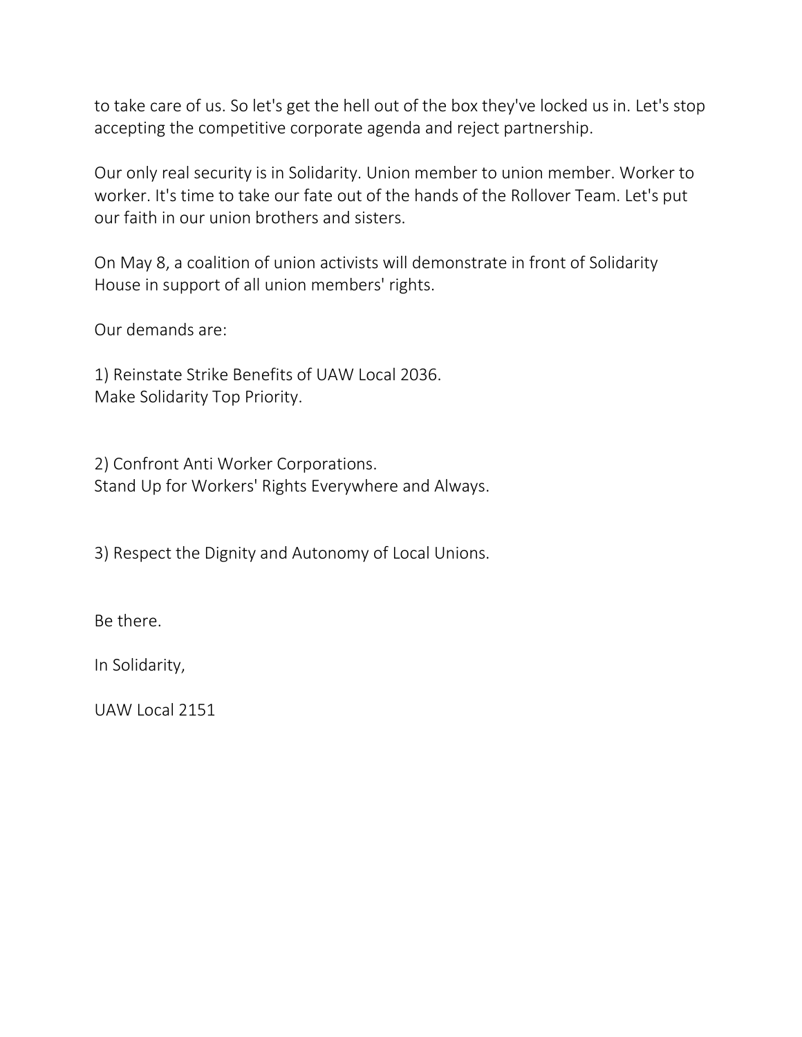to take care of us. So let's get the hell out of the box they've locked us in. Let's stop accepting the competitive corporate agenda and reject partnership.

Our only real security is in Solidarity. Union member to union member. Worker to worker. It's time to take our fate out of the hands of the Rollover Team. Let's put our faith in our union brothers and sisters.

On May 8, a coalition of union activists will demonstrate in front of Solidarity House in support of all union members' rights.

Our demands are:

1) Reinstate Strike Benefits of UAW Local 2036.
Make Solidarity Top Priority.

2) Confront Anti Worker Corporations.
Stand Up for Workers' Rights Everywhere and Always.

3) Respect the Dignity and Autonomy of Local Unions.

Be there.

In Solidarity,

UAW Local 2151